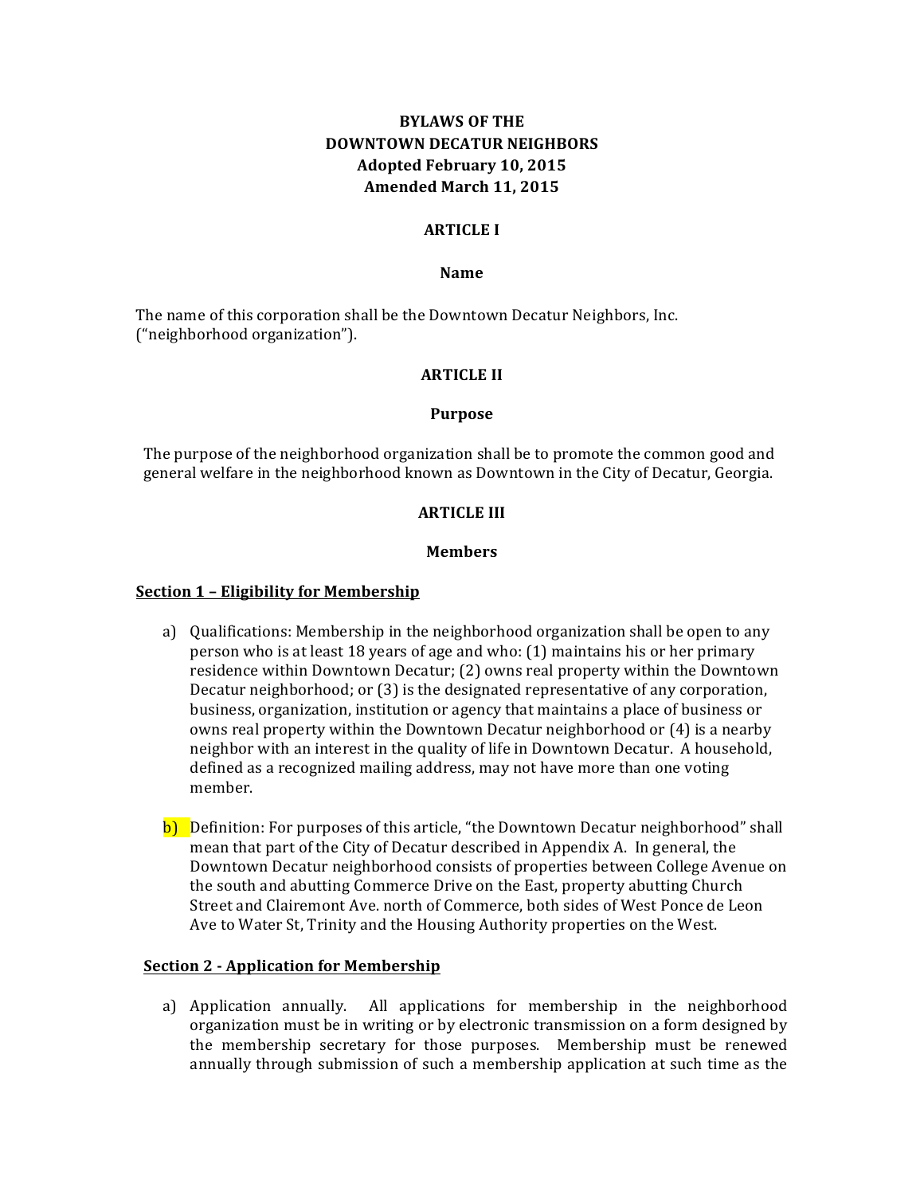# BYLAWS OF THE DOWNTOWN DECATUR NEIGHBORS

**Adopted February 10, 2015**
**Amended March 11, 2015**

## ARTICLE I

### Name

The name of this corporation shall be the Downtown Decatur Neighbors, Inc. ("neighborhood organization").

## ARTICLE II

### Purpose

The purpose of the neighborhood organization shall be to promote the common good and general welfare in the neighborhood known as Downtown in the City of Decatur, Georgia.

## ARTICLE III

### Members

**Section 1 – Eligibility for Membership**

a) Qualifications: Membership in the neighborhood organization shall be open to any person who is at least 18 years of age and who: (1) maintains his or her primary residence within Downtown Decatur; (2) owns real property within the Downtown Decatur neighborhood; or (3) is the designated representative of any corporation, business, organization, institution or agency that maintains a place of business or owns real property within the Downtown Decatur neighborhood or (4) is a nearby neighbor with an interest in the quality of life in Downtown Decatur. A household, defined as a recognized mailing address, may not have more than one voting member.

b) Definition: For purposes of this article, "the Downtown Decatur neighborhood" shall mean that part of the City of Decatur described in Appendix A. In general, the Downtown Decatur neighborhood consists of properties between College Avenue on the south and abutting Commerce Drive on the East, property abutting Church Street and Clairemont Ave. north of Commerce, both sides of West Ponce de Leon Ave to Water St, Trinity and the Housing Authority properties on the West.

**Section 2 - Application for Membership**

a) Application annually. All applications for membership in the neighborhood organization must be in writing or by electronic transmission on a form designed by the membership secretary for those purposes. Membership must be renewed annually through submission of such a membership application at such time as the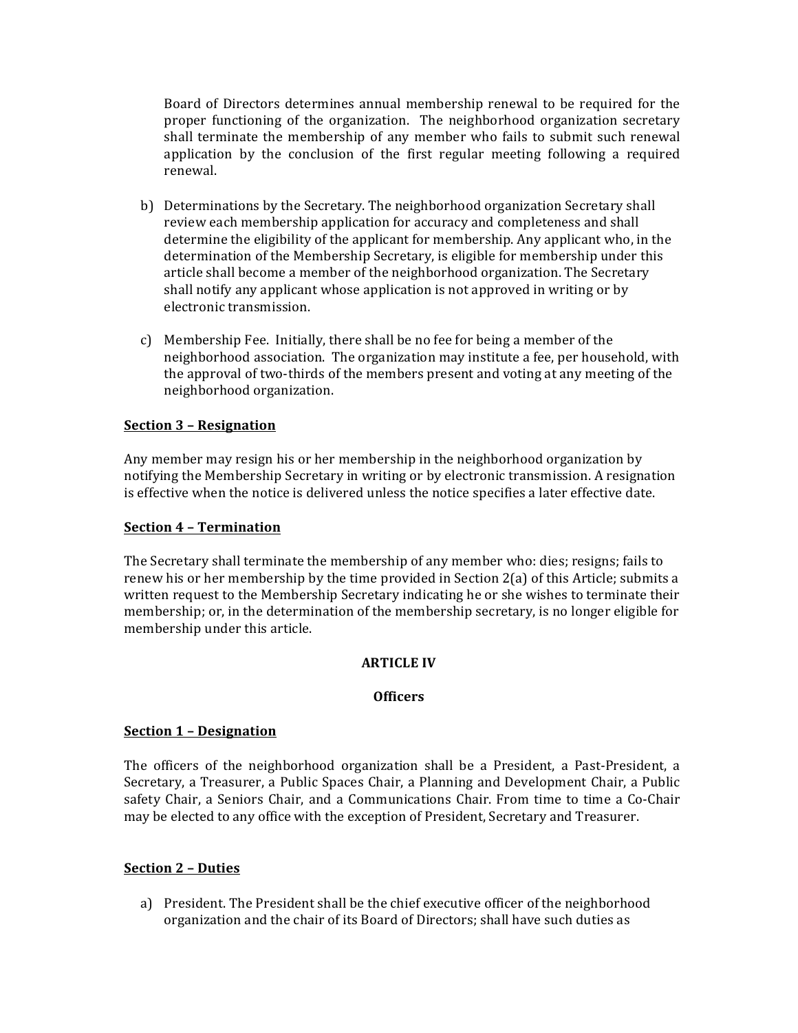Board of Directors determines annual membership renewal to be required for the proper functioning of the organization. The neighborhood organization secretary shall terminate the membership of any member who fails to submit such renewal application by the conclusion of the first regular meeting following a required renewal.

b) Determinations by the Secretary. The neighborhood organization Secretary shall review each membership application for accuracy and completeness and shall determine the eligibility of the applicant for membership. Any applicant who, in the determination of the Membership Secretary, is eligible for membership under this article shall become a member of the neighborhood organization. The Secretary shall notify any applicant whose application is not approved in writing or by electronic transmission.

c) Membership Fee. Initially, there shall be no fee for being a member of the neighborhood association. The organization may institute a fee, per household, with the approval of two-thirds of the members present and voting at any meeting of the neighborhood organization.

**Section 3 – Resignation**

Any member may resign his or her membership in the neighborhood organization by notifying the Membership Secretary in writing or by electronic transmission. A resignation is effective when the notice is delivered unless the notice specifies a later effective date.

**Section 4 – Termination**

The Secretary shall terminate the membership of any member who: dies; resigns; fails to renew his or her membership by the time provided in Section 2(a) of this Article; submits a written request to the Membership Secretary indicating he or she wishes to terminate their membership; or, in the determination of the membership secretary, is no longer eligible for membership under this article.

## ARTICLE IV

## Officers

**Section 1 – Designation**

The officers of the neighborhood organization shall be a President, a Past-President, a Secretary, a Treasurer, a Public Spaces Chair, a Planning and Development Chair, a Public safety Chair, a Seniors Chair, and a Communications Chair. From time to time a Co-Chair may be elected to any office with the exception of President, Secretary and Treasurer.

**Section 2 – Duties**

a) President. The President shall be the chief executive officer of the neighborhood organization and the chair of its Board of Directors; shall have such duties as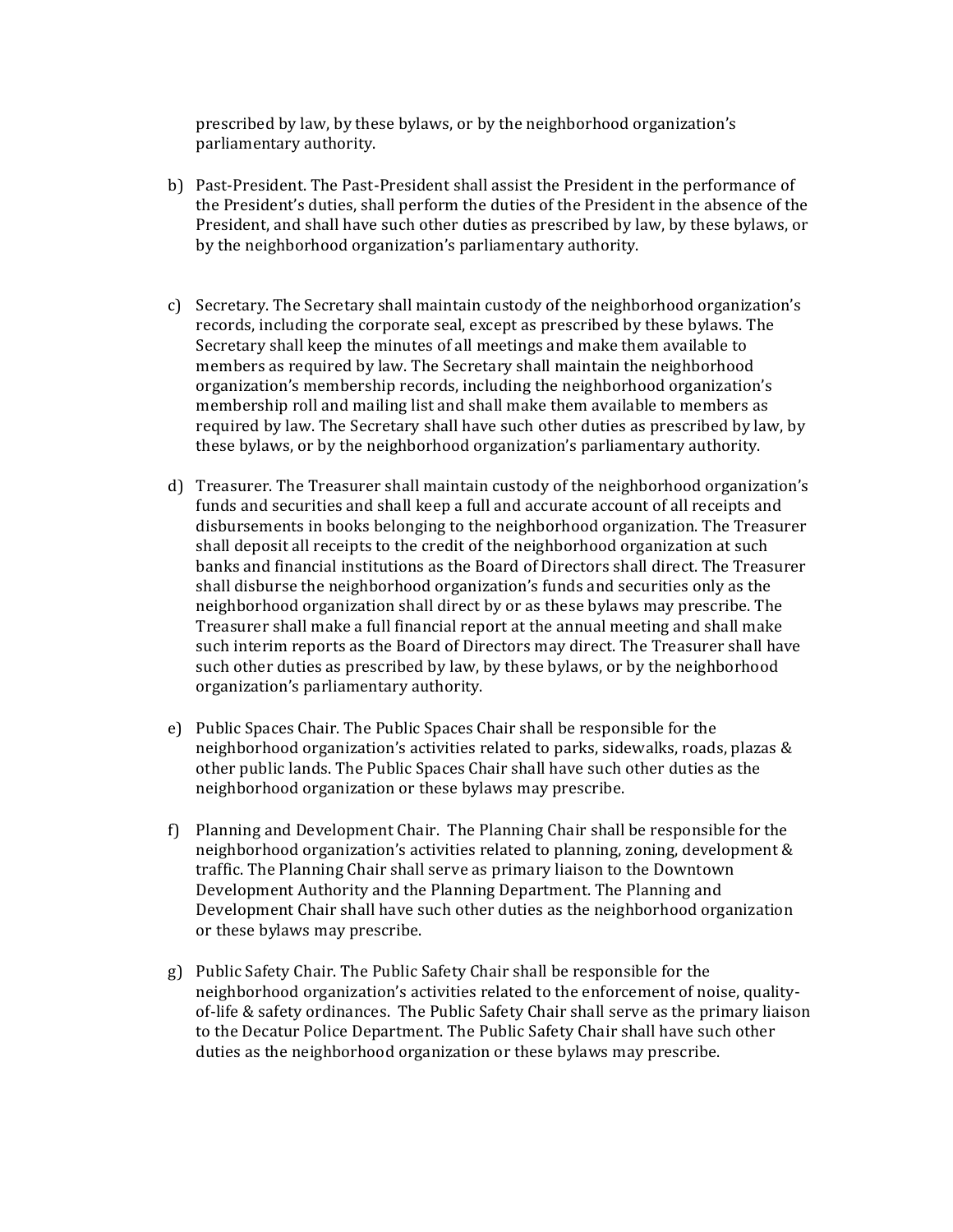prescribed by law, by these bylaws, or by the neighborhood organization's parliamentary authority.

b) Past-President. The Past-President shall assist the President in the performance of the President's duties, shall perform the duties of the President in the absence of the President, and shall have such other duties as prescribed by law, by these bylaws, or by the neighborhood organization's parliamentary authority.

c) Secretary. The Secretary shall maintain custody of the neighborhood organization's records, including the corporate seal, except as prescribed by these bylaws. The Secretary shall keep the minutes of all meetings and make them available to members as required by law. The Secretary shall maintain the neighborhood organization's membership records, including the neighborhood organization's membership roll and mailing list and shall make them available to members as required by law. The Secretary shall have such other duties as prescribed by law, by these bylaws, or by the neighborhood organization's parliamentary authority.

d) Treasurer. The Treasurer shall maintain custody of the neighborhood organization's funds and securities and shall keep a full and accurate account of all receipts and disbursements in books belonging to the neighborhood organization. The Treasurer shall deposit all receipts to the credit of the neighborhood organization at such banks and financial institutions as the Board of Directors shall direct. The Treasurer shall disburse the neighborhood organization's funds and securities only as the neighborhood organization shall direct by or as these bylaws may prescribe. The Treasurer shall make a full financial report at the annual meeting and shall make such interim reports as the Board of Directors may direct. The Treasurer shall have such other duties as prescribed by law, by these bylaws, or by the neighborhood organization's parliamentary authority.

e) Public Spaces Chair. The Public Spaces Chair shall be responsible for the neighborhood organization's activities related to parks, sidewalks, roads, plazas & other public lands. The Public Spaces Chair shall have such other duties as the neighborhood organization or these bylaws may prescribe.

f) Planning and Development Chair. The Planning Chair shall be responsible for the neighborhood organization's activities related to planning, zoning, development & traffic. The Planning Chair shall serve as primary liaison to the Downtown Development Authority and the Planning Department. The Planning and Development Chair shall have such other duties as the neighborhood organization or these bylaws may prescribe.

g) Public Safety Chair. The Public Safety Chair shall be responsible for the neighborhood organization's activities related to the enforcement of noise, quality-of-life & safety ordinances. The Public Safety Chair shall serve as the primary liaison to the Decatur Police Department. The Public Safety Chair shall have such other duties as the neighborhood organization or these bylaws may prescribe.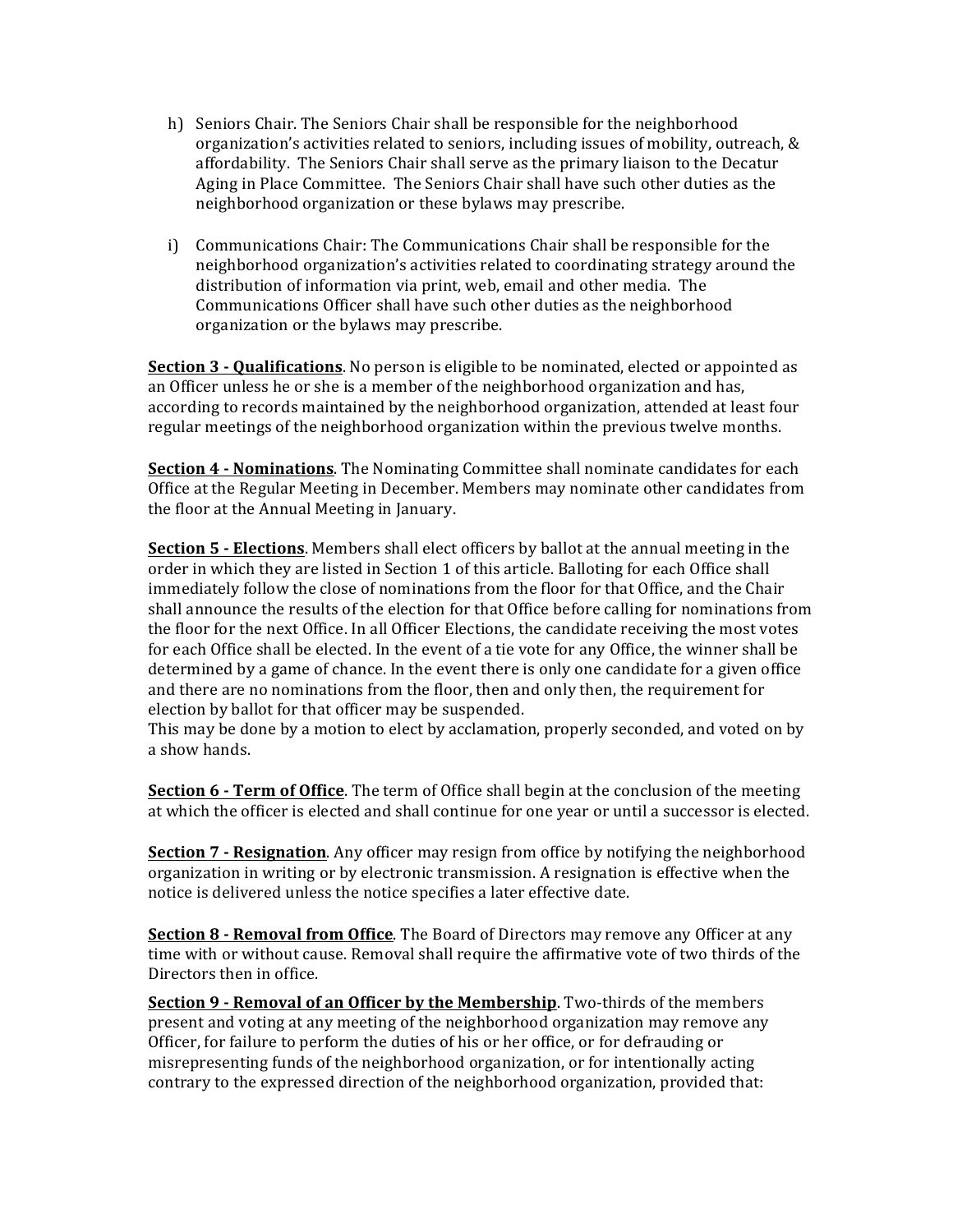h) Seniors Chair. The Seniors Chair shall be responsible for the neighborhood organization's activities related to seniors, including issues of mobility, outreach, & affordability. The Seniors Chair shall serve as the primary liaison to the Decatur Aging in Place Committee. The Seniors Chair shall have such other duties as the neighborhood organization or these bylaws may prescribe.

i) Communications Chair: The Communications Chair shall be responsible for the neighborhood organization's activities related to coordinating strategy around the distribution of information via print, web, email and other media. The Communications Officer shall have such other duties as the neighborhood organization or the bylaws may prescribe.

**Section 3 - Qualifications**. No person is eligible to be nominated, elected or appointed as an Officer unless he or she is a member of the neighborhood organization and has, according to records maintained by the neighborhood organization, attended at least four regular meetings of the neighborhood organization within the previous twelve months.

**Section 4 - Nominations**. The Nominating Committee shall nominate candidates for each Office at the Regular Meeting in December. Members may nominate other candidates from the floor at the Annual Meeting in January.

**Section 5 - Elections**. Members shall elect officers by ballot at the annual meeting in the order in which they are listed in Section 1 of this article. Balloting for each Office shall immediately follow the close of nominations from the floor for that Office, and the Chair shall announce the results of the election for that Office before calling for nominations from the floor for the next Office. In all Officer Elections, the candidate receiving the most votes for each Office shall be elected. In the event of a tie vote for any Office, the winner shall be determined by a game of chance. In the event there is only one candidate for a given office and there are no nominations from the floor, then and only then, the requirement for election by ballot for that officer may be suspended.
This may be done by a motion to elect by acclamation, properly seconded, and voted on by a show hands.

**Section 6 - Term of Office**. The term of Office shall begin at the conclusion of the meeting at which the officer is elected and shall continue for one year or until a successor is elected.

**Section 7 - Resignation**. Any officer may resign from office by notifying the neighborhood organization in writing or by electronic transmission. A resignation is effective when the notice is delivered unless the notice specifies a later effective date.

**Section 8 - Removal from Office**. The Board of Directors may remove any Officer at any time with or without cause. Removal shall require the affirmative vote of two thirds of the Directors then in office.

**Section 9 - Removal of an Officer by the Membership**. Two-thirds of the members present and voting at any meeting of the neighborhood organization may remove any Officer, for failure to perform the duties of his or her office, or for defrauding or misrepresenting funds of the neighborhood organization, or for intentionally acting contrary to the expressed direction of the neighborhood organization, provided that: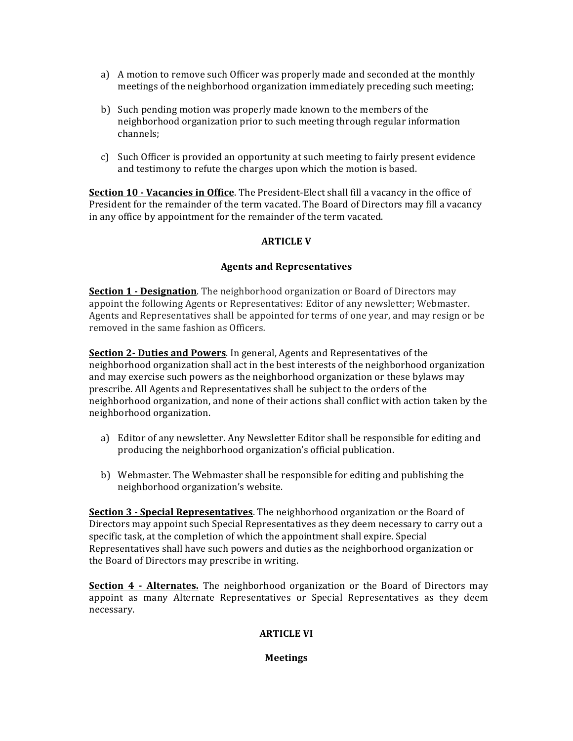a) A motion to remove such Officer was properly made and seconded at the monthly meetings of the neighborhood organization immediately preceding such meeting;

b) Such pending motion was properly made known to the members of the neighborhood organization prior to such meeting through regular information channels;

c) Such Officer is provided an opportunity at such meeting to fairly present evidence and testimony to refute the charges upon which the motion is based.

**Section 10 - Vacancies in Office**. The President-Elect shall fill a vacancy in the office of President for the remainder of the term vacated. The Board of Directors may fill a vacancy in any office by appointment for the remainder of the term vacated.

## ARTICLE V

## Agents and Representatives

**Section 1 - Designation**. The neighborhood organization or Board of Directors may appoint the following Agents or Representatives: Editor of any newsletter; Webmaster. Agents and Representatives shall be appointed for terms of one year, and may resign or be removed in the same fashion as Officers.

**Section 2- Duties and Powers**. In general, Agents and Representatives of the neighborhood organization shall act in the best interests of the neighborhood organization and may exercise such powers as the neighborhood organization or these bylaws may prescribe. All Agents and Representatives shall be subject to the orders of the neighborhood organization, and none of their actions shall conflict with action taken by the neighborhood organization.

a) Editor of any newsletter. Any Newsletter Editor shall be responsible for editing and producing the neighborhood organization's official publication.

b) Webmaster. The Webmaster shall be responsible for editing and publishing the neighborhood organization's website.

**Section 3 - Special Representatives**. The neighborhood organization or the Board of Directors may appoint such Special Representatives as they deem necessary to carry out a specific task, at the completion of which the appointment shall expire. Special Representatives shall have such powers and duties as the neighborhood organization or the Board of Directors may prescribe in writing.

**Section 4 - Alternates.** The neighborhood organization or the Board of Directors may appoint as many Alternate Representatives or Special Representatives as they deem necessary.

## ARTICLE VI

## Meetings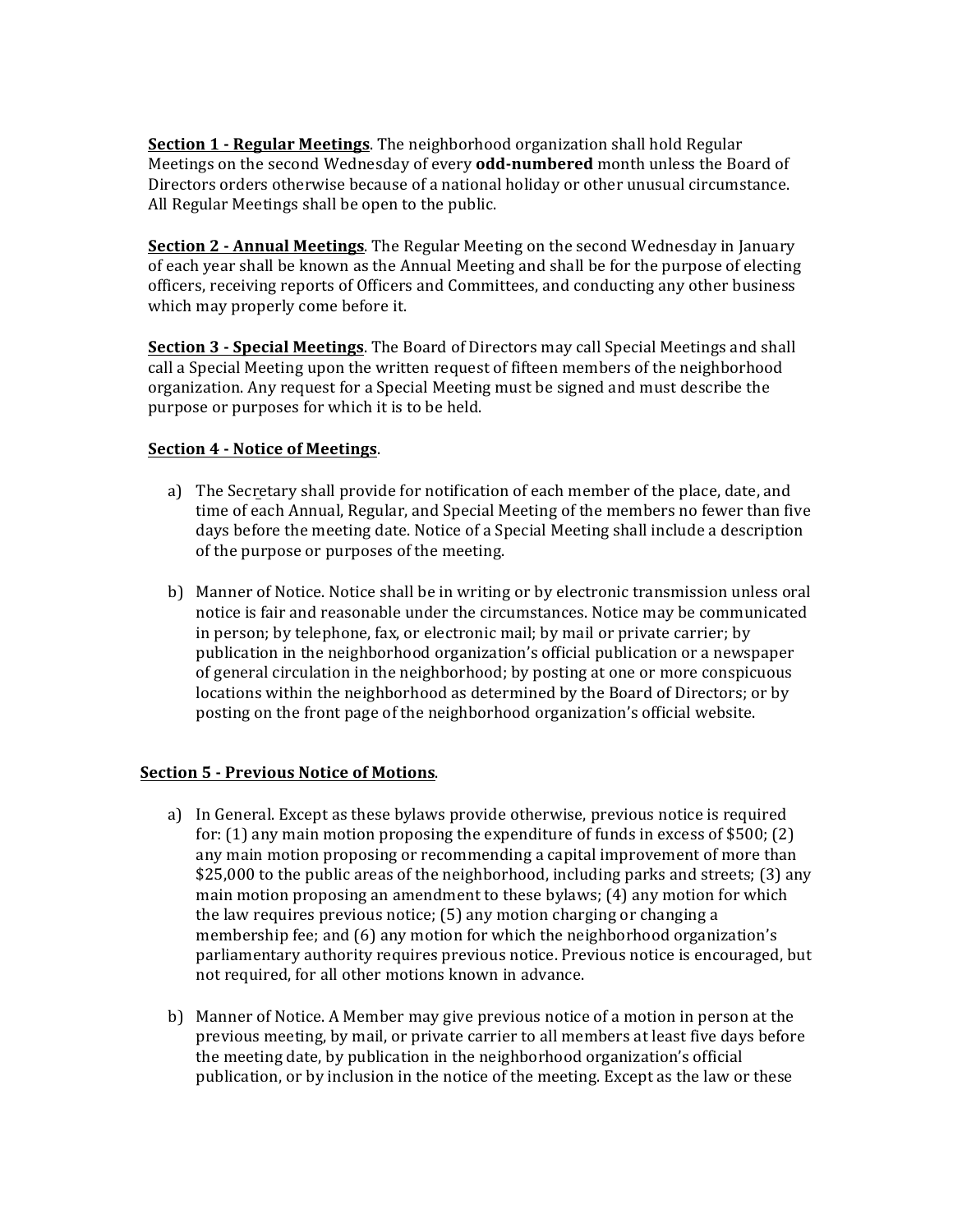**<u>Section 1 - Regular Meetings</u>**. The neighborhood organization shall hold Regular Meetings on the second Wednesday of every **odd-numbered** month unless the Board of Directors orders otherwise because of a national holiday or other unusual circumstance. All Regular Meetings shall be open to the public.

**<u>Section 2 - Annual Meetings</u>**. The Regular Meeting on the second Wednesday in January of each year shall be known as the Annual Meeting and shall be for the purpose of electing officers, receiving reports of Officers and Committees, and conducting any other business which may properly come before it.

**<u>Section 3 - Special Meetings</u>**. The Board of Directors may call Special Meetings and shall call a Special Meeting upon the written request of fifteen members of the neighborhood organization. Any request for a Special Meeting must be signed and must describe the purpose or purposes for which it is to be held.

**<u>Section 4 - Notice of Meetings</u>**.

a) The Secretary shall provide for notification of each member of the place, date, and time of each Annual, Regular, and Special Meeting of the members no fewer than five days before the meeting date. Notice of a Special Meeting shall include a description of the purpose or purposes of the meeting.

b) Manner of Notice. Notice shall be in writing or by electronic transmission unless oral notice is fair and reasonable under the circumstances. Notice may be communicated in person; by telephone, fax, or electronic mail; by mail or private carrier; by publication in the neighborhood organization's official publication or a newspaper of general circulation in the neighborhood; by posting at one or more conspicuous locations within the neighborhood as determined by the Board of Directors; or by posting on the front page of the neighborhood organization's official website.

**<u>Section 5 - Previous Notice of Motions</u>**.

a) In General. Except as these bylaws provide otherwise, previous notice is required for: (1) any main motion proposing the expenditure of funds in excess of $500; (2) any main motion proposing or recommending a capital improvement of more than $25,000 to the public areas of the neighborhood, including parks and streets; (3) any main motion proposing an amendment to these bylaws; (4) any motion for which the law requires previous notice; (5) any motion charging or changing a membership fee; and (6) any motion for which the neighborhood organization's parliamentary authority requires previous notice. Previous notice is encouraged, but not required, for all other motions known in advance.

b) Manner of Notice. A Member may give previous notice of a motion in person at the previous meeting, by mail, or private carrier to all members at least five days before the meeting date, by publication in the neighborhood organization's official publication, or by inclusion in the notice of the meeting. Except as the law or these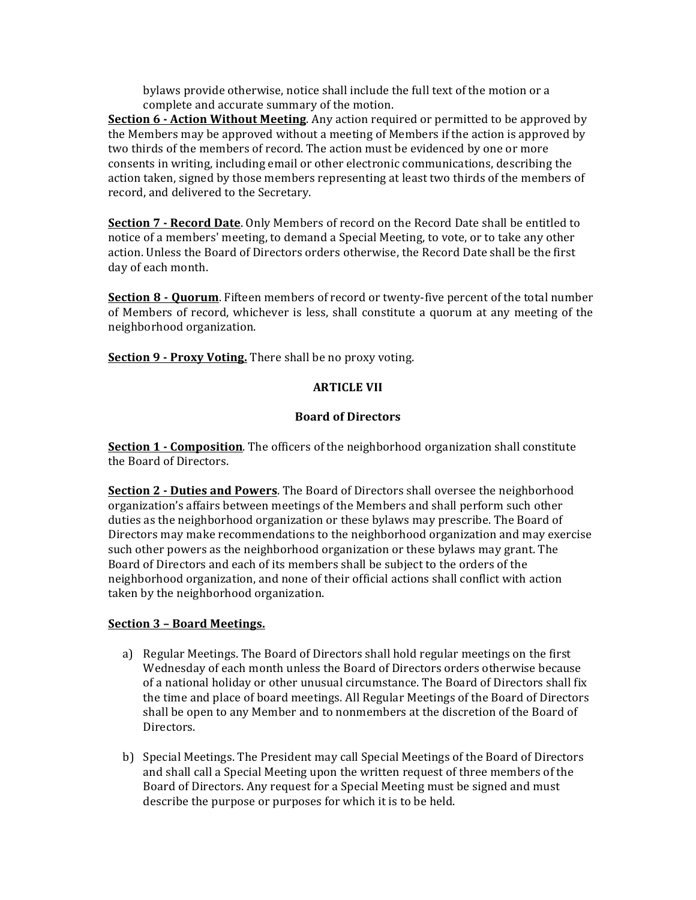bylaws provide otherwise, notice shall include the full text of the motion or a complete and accurate summary of the motion.

**Section 6 - Action Without Meeting**. Any action required or permitted to be approved by the Members may be approved without a meeting of Members if the action is approved by two thirds of the members of record. The action must be evidenced by one or more consents in writing, including email or other electronic communications, describing the action taken, signed by those members representing at least two thirds of the members of record, and delivered to the Secretary.

**Section 7 - Record Date**. Only Members of record on the Record Date shall be entitled to notice of a members' meeting, to demand a Special Meeting, to vote, or to take any other action. Unless the Board of Directors orders otherwise, the Record Date shall be the first day of each month.

**Section 8 - Quorum**. Fifteen members of record or twenty-five percent of the total number of Members of record, whichever is less, shall constitute a quorum at any meeting of the neighborhood organization.

**Section 9 - Proxy Voting.** There shall be no proxy voting.

## ARTICLE VII

## Board of Directors

**Section 1 - Composition**. The officers of the neighborhood organization shall constitute the Board of Directors.

**Section 2 - Duties and Powers**. The Board of Directors shall oversee the neighborhood organization's affairs between meetings of the Members and shall perform such other duties as the neighborhood organization or these bylaws may prescribe. The Board of Directors may make recommendations to the neighborhood organization and may exercise such other powers as the neighborhood organization or these bylaws may grant. The Board of Directors and each of its members shall be subject to the orders of the neighborhood organization, and none of their official actions shall conflict with action taken by the neighborhood organization.

**Section 3 – Board Meetings.**

a) Regular Meetings. The Board of Directors shall hold regular meetings on the first Wednesday of each month unless the Board of Directors orders otherwise because of a national holiday or other unusual circumstance. The Board of Directors shall fix the time and place of board meetings. All Regular Meetings of the Board of Directors shall be open to any Member and to nonmembers at the discretion of the Board of Directors.

b) Special Meetings. The President may call Special Meetings of the Board of Directors and shall call a Special Meeting upon the written request of three members of the Board of Directors. Any request for a Special Meeting must be signed and must describe the purpose or purposes for which it is to be held.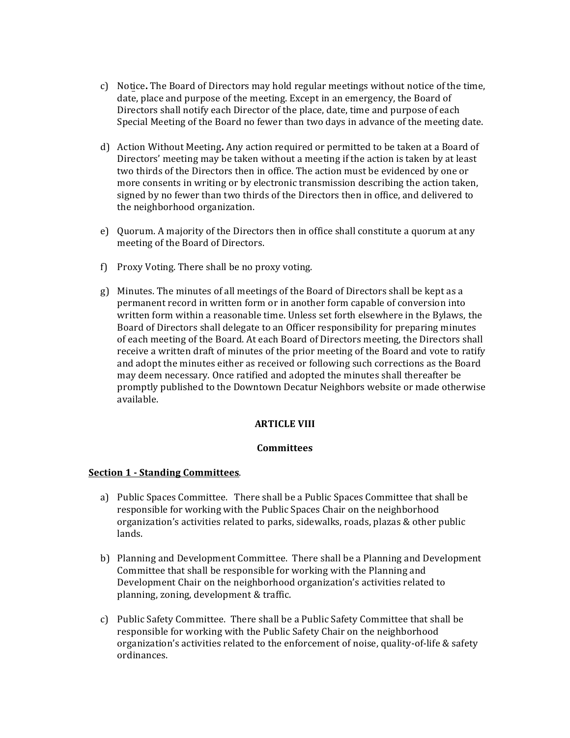c) Notice**.** The Board of Directors may hold regular meetings without notice of the time, date, place and purpose of the meeting. Except in an emergency, the Board of Directors shall notify each Director of the place, date, time and purpose of each Special Meeting of the Board no fewer than two days in advance of the meeting date.

d) Action Without Meeting**.** Any action required or permitted to be taken at a Board of Directors' meeting may be taken without a meeting if the action is taken by at least two thirds of the Directors then in office. The action must be evidenced by one or more consents in writing or by electronic transmission describing the action taken, signed by no fewer than two thirds of the Directors then in office, and delivered to the neighborhood organization.

e) Quorum. A majority of the Directors then in office shall constitute a quorum at any meeting of the Board of Directors.

f) Proxy Voting. There shall be no proxy voting.

g) Minutes. The minutes of all meetings of the Board of Directors shall be kept as a permanent record in written form or in another form capable of conversion into written form within a reasonable time. Unless set forth elsewhere in the Bylaws, the Board of Directors shall delegate to an Officer responsibility for preparing minutes of each meeting of the Board. At each Board of Directors meeting, the Directors shall receive a written draft of minutes of the prior meeting of the Board and vote to ratify and adopt the minutes either as received or following such corrections as the Board may deem necessary. Once ratified and adopted the minutes shall thereafter be promptly published to the Downtown Decatur Neighbors website or made otherwise available.

## ARTICLE VIII

## Committees

**Section 1 - Standing Committees**.

a) Public Spaces Committee. There shall be a Public Spaces Committee that shall be responsible for working with the Public Spaces Chair on the neighborhood organization's activities related to parks, sidewalks, roads, plazas & other public lands.

b) Planning and Development Committee. There shall be a Planning and Development Committee that shall be responsible for working with the Planning and Development Chair on the neighborhood organization's activities related to planning, zoning, development & traffic.

c) Public Safety Committee. There shall be a Public Safety Committee that shall be responsible for working with the Public Safety Chair on the neighborhood organization's activities related to the enforcement of noise, quality-of-life & safety ordinances.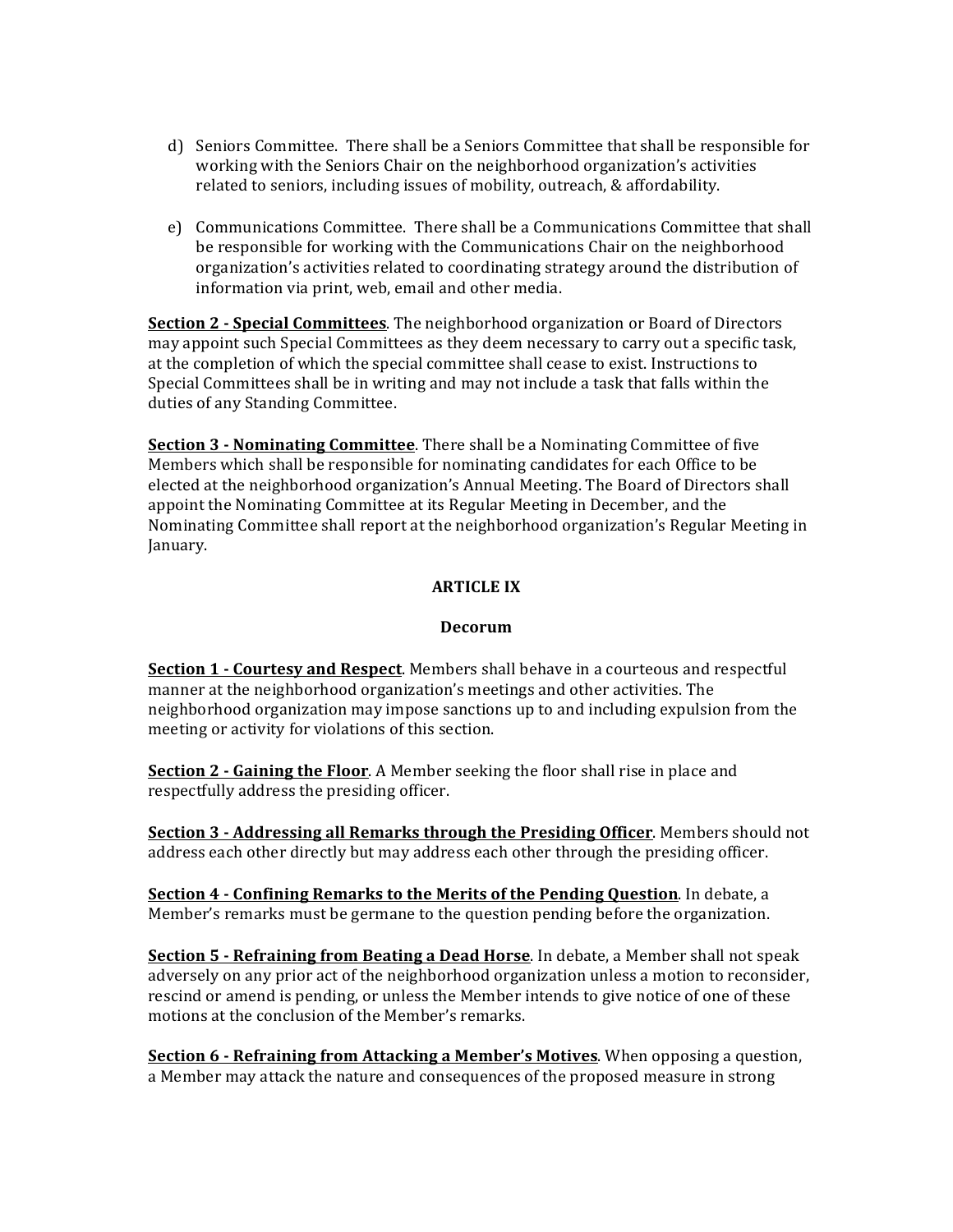d) Seniors Committee. There shall be a Seniors Committee that shall be responsible for working with the Seniors Chair on the neighborhood organization's activities related to seniors, including issues of mobility, outreach, & affordability.

e) Communications Committee. There shall be a Communications Committee that shall be responsible for working with the Communications Chair on the neighborhood organization's activities related to coordinating strategy around the distribution of information via print, web, email and other media.

**Section 2 - Special Committees**. The neighborhood organization or Board of Directors may appoint such Special Committees as they deem necessary to carry out a specific task, at the completion of which the special committee shall cease to exist. Instructions to Special Committees shall be in writing and may not include a task that falls within the duties of any Standing Committee.

**Section 3 - Nominating Committee**. There shall be a Nominating Committee of five Members which shall be responsible for nominating candidates for each Office to be elected at the neighborhood organization's Annual Meeting. The Board of Directors shall appoint the Nominating Committee at its Regular Meeting in December, and the Nominating Committee shall report at the neighborhood organization's Regular Meeting in January.

## ARTICLE IX

### Decorum

**Section 1 - Courtesy and Respect**. Members shall behave in a courteous and respectful manner at the neighborhood organization's meetings and other activities. The neighborhood organization may impose sanctions up to and including expulsion from the meeting or activity for violations of this section.

**Section 2 - Gaining the Floor**. A Member seeking the floor shall rise in place and respectfully address the presiding officer.

**Section 3 - Addressing all Remarks through the Presiding Officer**. Members should not address each other directly but may address each other through the presiding officer.

**Section 4 - Confining Remarks to the Merits of the Pending Question**. In debate, a Member's remarks must be germane to the question pending before the organization.

**Section 5 - Refraining from Beating a Dead Horse**. In debate, a Member shall not speak adversely on any prior act of the neighborhood organization unless a motion to reconsider, rescind or amend is pending, or unless the Member intends to give notice of one of these motions at the conclusion of the Member's remarks.

**Section 6 - Refraining from Attacking a Member's Motives**. When opposing a question, a Member may attack the nature and consequences of the proposed measure in strong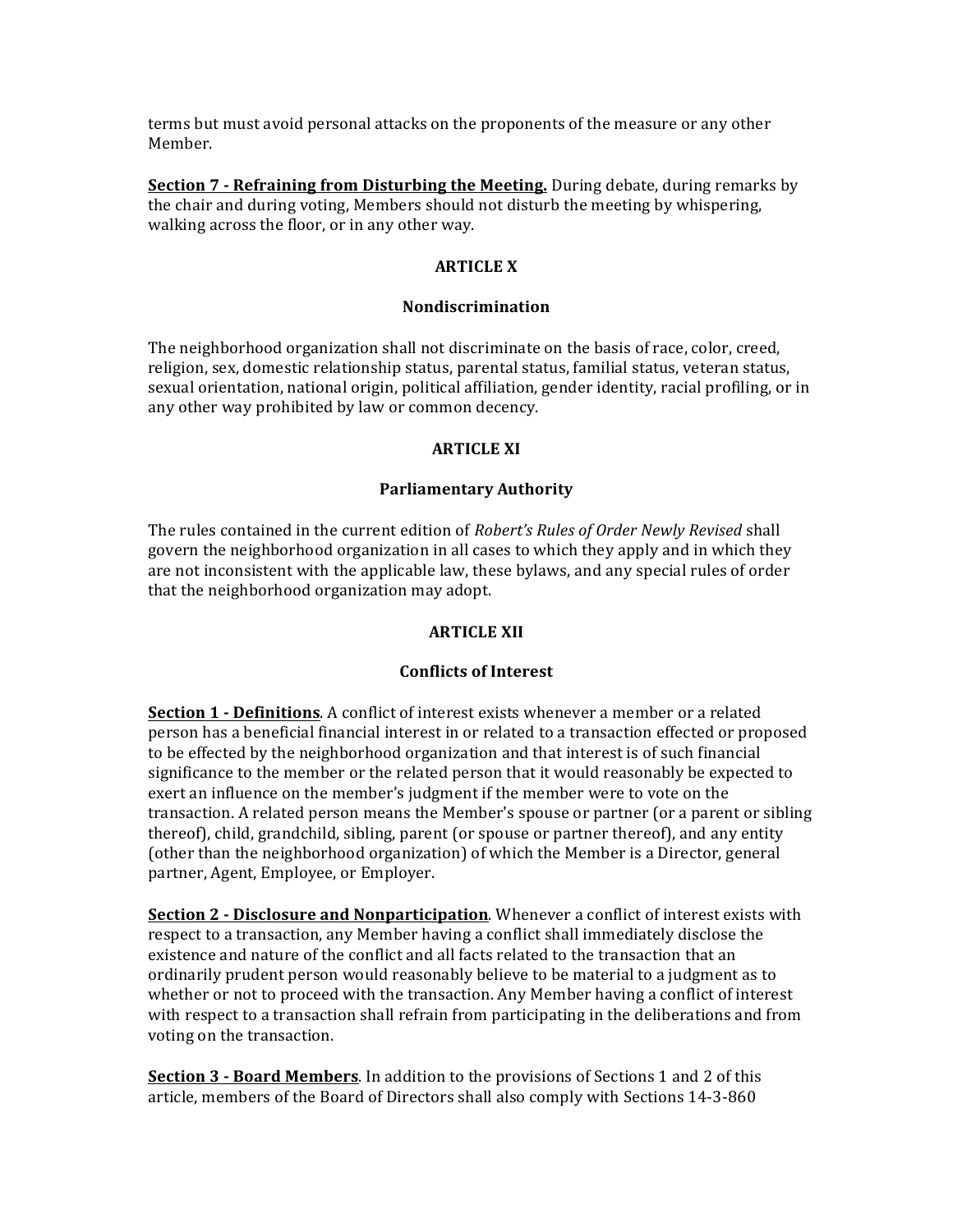terms but must avoid personal attacks on the proponents of the measure or any other Member.

**<u>Section 7 - Refraining from Disturbing the Meeting.</u>** During debate, during remarks by the chair and during voting, Members should not disturb the meeting by whispering, walking across the floor, or in any other way.

## ARTICLE X

### Nondiscrimination

The neighborhood organization shall not discriminate on the basis of race, color, creed, religion, sex, domestic relationship status, parental status, familial status, veteran status, sexual orientation, national origin, political affiliation, gender identity, racial profiling, or in any other way prohibited by law or common decency.

## ARTICLE XI

### Parliamentary Authority

The rules contained in the current edition of *Robert's Rules of Order Newly Revised* shall govern the neighborhood organization in all cases to which they apply and in which they are not inconsistent with the applicable law, these bylaws, and any special rules of order that the neighborhood organization may adopt.

## ARTICLE XII

### Conflicts of Interest

**<u>Section 1 - Definitions</u>**. A conflict of interest exists whenever a member or a related person has a beneficial financial interest in or related to a transaction effected or proposed to be effected by the neighborhood organization and that interest is of such financial significance to the member or the related person that it would reasonably be expected to exert an influence on the member's judgment if the member were to vote on the transaction. A related person means the Member's spouse or partner (or a parent or sibling thereof), child, grandchild, sibling, parent (or spouse or partner thereof), and any entity (other than the neighborhood organization) of which the Member is a Director, general partner, Agent, Employee, or Employer.

**<u>Section 2 - Disclosure and Nonparticipation</u>**. Whenever a conflict of interest exists with respect to a transaction, any Member having a conflict shall immediately disclose the existence and nature of the conflict and all facts related to the transaction that an ordinarily prudent person would reasonably believe to be material to a judgment as to whether or not to proceed with the transaction. Any Member having a conflict of interest with respect to a transaction shall refrain from participating in the deliberations and from voting on the transaction.

**<u>Section 3 - Board Members</u>**. In addition to the provisions of Sections 1 and 2 of this article, members of the Board of Directors shall also comply with Sections 14-3-860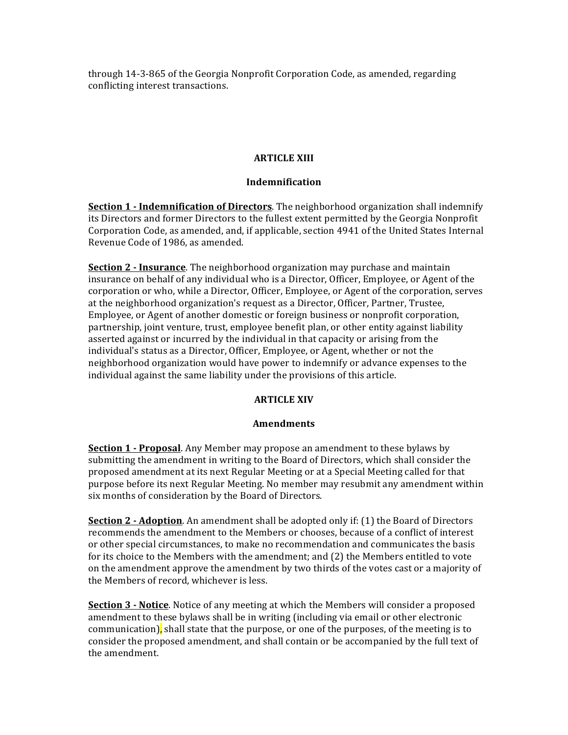through 14-3-865 of the Georgia Nonprofit Corporation Code, as amended, regarding conflicting interest transactions.

## ARTICLE XIII

### Indemnification

**<u>Section 1 - Indemnification of Directors</u>**. The neighborhood organization shall indemnify its Directors and former Directors to the fullest extent permitted by the Georgia Nonprofit Corporation Code, as amended, and, if applicable, section 4941 of the United States Internal Revenue Code of 1986, as amended.

**<u>Section 2 - Insurance</u>**. The neighborhood organization may purchase and maintain insurance on behalf of any individual who is a Director, Officer, Employee, or Agent of the corporation or who, while a Director, Officer, Employee, or Agent of the corporation, serves at the neighborhood organization's request as a Director, Officer, Partner, Trustee, Employee, or Agent of another domestic or foreign business or nonprofit corporation, partnership, joint venture, trust, employee benefit plan, or other entity against liability asserted against or incurred by the individual in that capacity or arising from the individual's status as a Director, Officer, Employee, or Agent, whether or not the neighborhood organization would have power to indemnify or advance expenses to the individual against the same liability under the provisions of this article.

## ARTICLE XIV

### Amendments

**<u>Section 1 - Proposal</u>**. Any Member may propose an amendment to these bylaws by submitting the amendment in writing to the Board of Directors, which shall consider the proposed amendment at its next Regular Meeting or at a Special Meeting called for that purpose before its next Regular Meeting. No member may resubmit any amendment within six months of consideration by the Board of Directors.

**<u>Section 2 - Adoption</u>**. An amendment shall be adopted only if: (1) the Board of Directors recommends the amendment to the Members or chooses, because of a conflict of interest or other special circumstances, to make no recommendation and communicates the basis for its choice to the Members with the amendment; and (2) the Members entitled to vote on the amendment approve the amendment by two thirds of the votes cast or a majority of the Members of record, whichever is less.

**<u>Section 3 - Notice</u>**. Notice of any meeting at which the Members will consider a proposed amendment to these bylaws shall be in writing (including via email or other electronic communication), shall state that the purpose, or one of the purposes, of the meeting is to consider the proposed amendment, and shall contain or be accompanied by the full text of the amendment.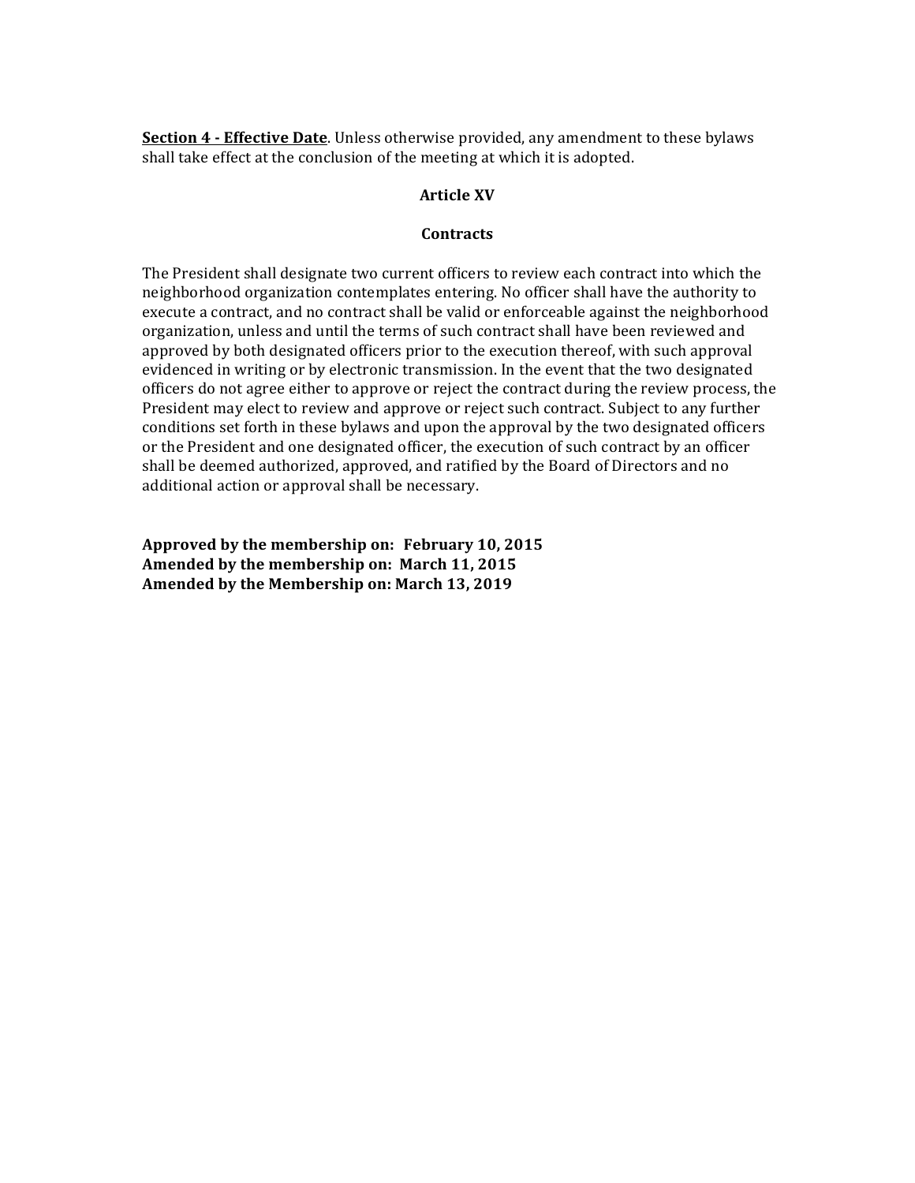**<u>Section 4 - Effective Date</u>**. Unless otherwise provided, any amendment to these bylaws shall take effect at the conclusion of the meeting at which it is adopted.

## Article XV

## Contracts

The President shall designate two current officers to review each contract into which the neighborhood organization contemplates entering. No officer shall have the authority to execute a contract, and no contract shall be valid or enforceable against the neighborhood organization, unless and until the terms of such contract shall have been reviewed and approved by both designated officers prior to the execution thereof, with such approval evidenced in writing or by electronic transmission. In the event that the two designated officers do not agree either to approve or reject the contract during the review process, the President may elect to review and approve or reject such contract. Subject to any further conditions set forth in these bylaws and upon the approval by the two designated officers or the President and one designated officer, the execution of such contract by an officer shall be deemed authorized, approved, and ratified by the Board of Directors and no additional action or approval shall be necessary.

**Approved by the membership on: February 10, 2015**
**Amended by the membership on: March 11, 2015**
**Amended by the Membership on: March 13, 2019**